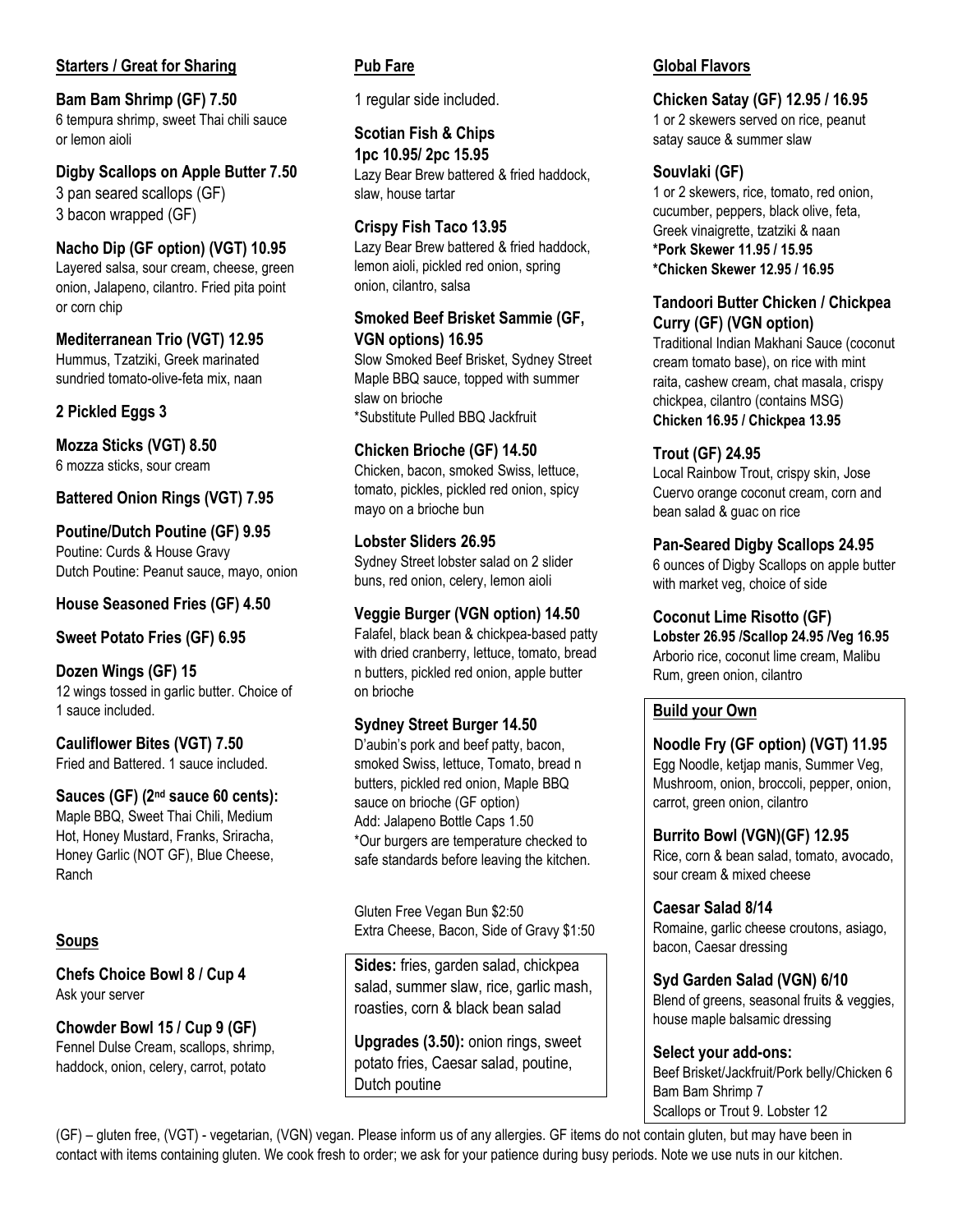## Starters / Great for Sharing

**Bam Bam Shrimp (GF) 7.50**
6 tempura shrimp, sweet Thai chili sauce or lemon aioli

**Digby Scallops on Apple Butter 7.50**
3 pan seared scallops (GF)
3 bacon wrapped (GF)

**Nacho Dip (GF option) (VGT) 10.95**
Layered salsa, sour cream, cheese, green onion, Jalapeno, cilantro. Fried pita point or corn chip

**Mediterranean Trio (VGT) 12.95**
Hummus, Tzatziki, Greek marinated sundried tomato-olive-feta mix, naan

**2 Pickled Eggs 3**

**Mozza Sticks (VGT) 8.50**
6 mozza sticks, sour cream

**Battered Onion Rings (VGT) 7.95**

**Poutine/Dutch Poutine (GF) 9.95**
Poutine: Curds & House Gravy
Dutch Poutine: Peanut sauce, mayo, onion

**House Seasoned Fries (GF) 4.50**

**Sweet Potato Fries (GF) 6.95**

**Dozen Wings (GF) 15**
12 wings tossed in garlic butter. Choice of 1 sauce included.

**Cauliflower Bites (VGT) 7.50**
Fried and Battered. 1 sauce included.

**Sauces (GF) (2nd sauce 60 cents):**
Maple BBQ, Sweet Thai Chili, Medium Hot, Honey Mustard, Franks, Sriracha, Honey Garlic (NOT GF), Blue Cheese, Ranch

## Soups

**Chefs Choice Bowl 8 / Cup 4**
Ask your server

**Chowder Bowl 15 / Cup 9 (GF)**
Fennel Dulse Cream, scallops, shrimp, haddock, onion, celery, carrot, potato

## Pub Fare

1 regular side included.

**Scotian Fish & Chips**
**1pc 10.95/ 2pc 15.95**
Lazy Bear Brew battered & fried haddock, slaw, house tartar

**Crispy Fish Taco 13.95**
Lazy Bear Brew battered & fried haddock, lemon aioli, pickled red onion, spring onion, cilantro, salsa

**Smoked Beef Brisket Sammie (GF, VGN options) 16.95**
Slow Smoked Beef Brisket, Sydney Street Maple BBQ sauce, topped with summer slaw on brioche
*Substitute Pulled BBQ Jackfruit

**Chicken Brioche (GF) 14.50**
Chicken, bacon, smoked Swiss, lettuce, tomato, pickles, pickled red onion, spicy mayo on a brioche bun

**Lobster Sliders 26.95**
Sydney Street lobster salad on 2 slider buns, red onion, celery, lemon aioli

**Veggie Burger (VGN option) 14.50**
Falafel, black bean & chickpea-based patty with dried cranberry, lettuce, tomato, bread n butters, pickled red onion, apple butter on brioche

**Sydney Street Burger 14.50**
D'aubin's pork and beef patty, bacon, smoked Swiss, lettuce, Tomato, bread n butters, pickled red onion, Maple BBQ sauce on brioche (GF option)
Add: Jalapeno Bottle Caps 1.50
*Our burgers are temperature checked to safe standards before leaving the kitchen.

Gluten Free Vegan Bun $2:50
Extra Cheese, Bacon, Side of Gravy $1:50

**Sides:** fries, garden salad, chickpea salad, summer slaw, rice, garlic mash, roasties, corn & black bean salad

**Upgrades (3.50):** onion rings, sweet potato fries, Caesar salad, poutine, Dutch poutine

## Global Flavors

**Chicken Satay (GF) 12.95 / 16.95**
1 or 2 skewers served on rice, peanut satay sauce & summer slaw

**Souvlaki (GF)**
1 or 2 skewers, rice, tomato, red onion, cucumber, peppers, black olive, feta, Greek vinaigrette, tzatziki & naan
**\*Pork Skewer 11.95 / 15.95**
**\*Chicken Skewer 12.95 / 16.95**

**Tandoori Butter Chicken / Chickpea Curry (GF) (VGN option)**
Traditional Indian Makhani Sauce (coconut cream tomato base), on rice with mint raita, cashew cream, chat masala, crispy chickpea, cilantro (contains MSG)
**Chicken 16.95 / Chickpea 13.95**

**Trout (GF) 24.95**
Local Rainbow Trout, crispy skin, Jose Cuervo orange coconut cream, corn and bean salad & guac on rice

**Pan-Seared Digby Scallops 24.95**
6 ounces of Digby Scallops on apple butter with market veg, choice of side

**Coconut Lime Risotto (GF)**
**Lobster 26.95 /Scallop 24.95 /Veg 16.95**
Arborio rice, coconut lime cream, Malibu Rum, green onion, cilantro

## Build your Own

**Noodle Fry (GF option) (VGT) 11.95**
Egg Noodle, ketjap manis, Summer Veg, Mushroom, onion, broccoli, pepper, onion, carrot, green onion, cilantro

**Burrito Bowl (VGN)(GF) 12.95**
Rice, corn & bean salad, tomato, avocado, sour cream & mixed cheese

**Caesar Salad 8/14**
Romaine, garlic cheese croutons, asiago, bacon, Caesar dressing

**Syd Garden Salad (VGN) 6/10**
Blend of greens, seasonal fruits & veggies, house maple balsamic dressing

**Select your add-ons:**
Beef Brisket/Jackfruit/Pork belly/Chicken 6
Bam Bam Shrimp 7
Scallops or Trout 9. Lobster 12

(GF) – gluten free, (VGT) - vegetarian, (VGN) vegan. Please inform us of any allergies. GF items do not contain gluten, but may have been in contact with items containing gluten. We cook fresh to order; we ask for your patience during busy periods. Note we use nuts in our kitchen.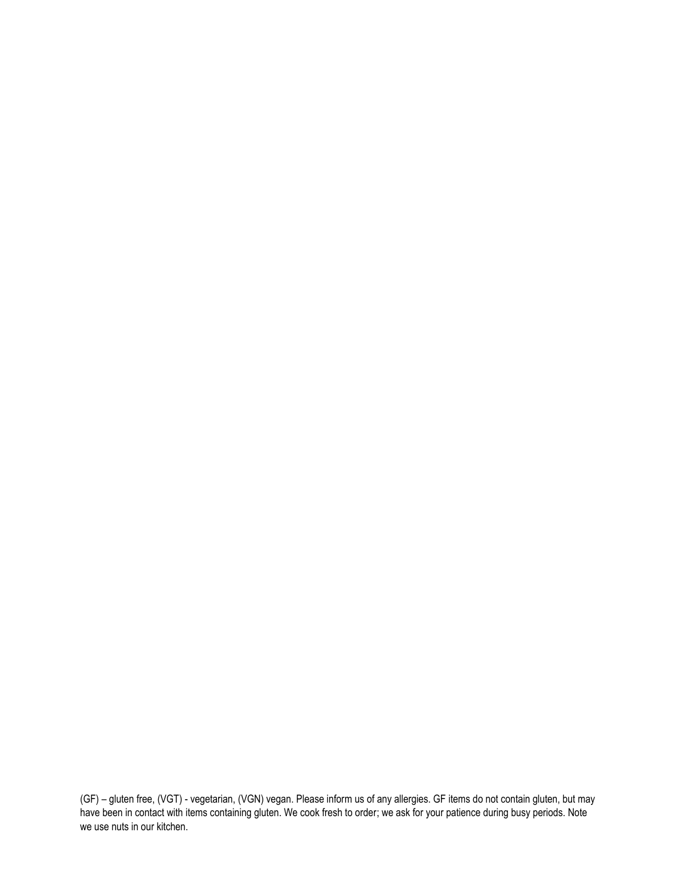(GF) – gluten free, (VGT) - vegetarian, (VGN) vegan. Please inform us of any allergies. GF items do not contain gluten, but may have been in contact with items containing gluten. We cook fresh to order; we ask for your patience during busy periods. Note we use nuts in our kitchen.